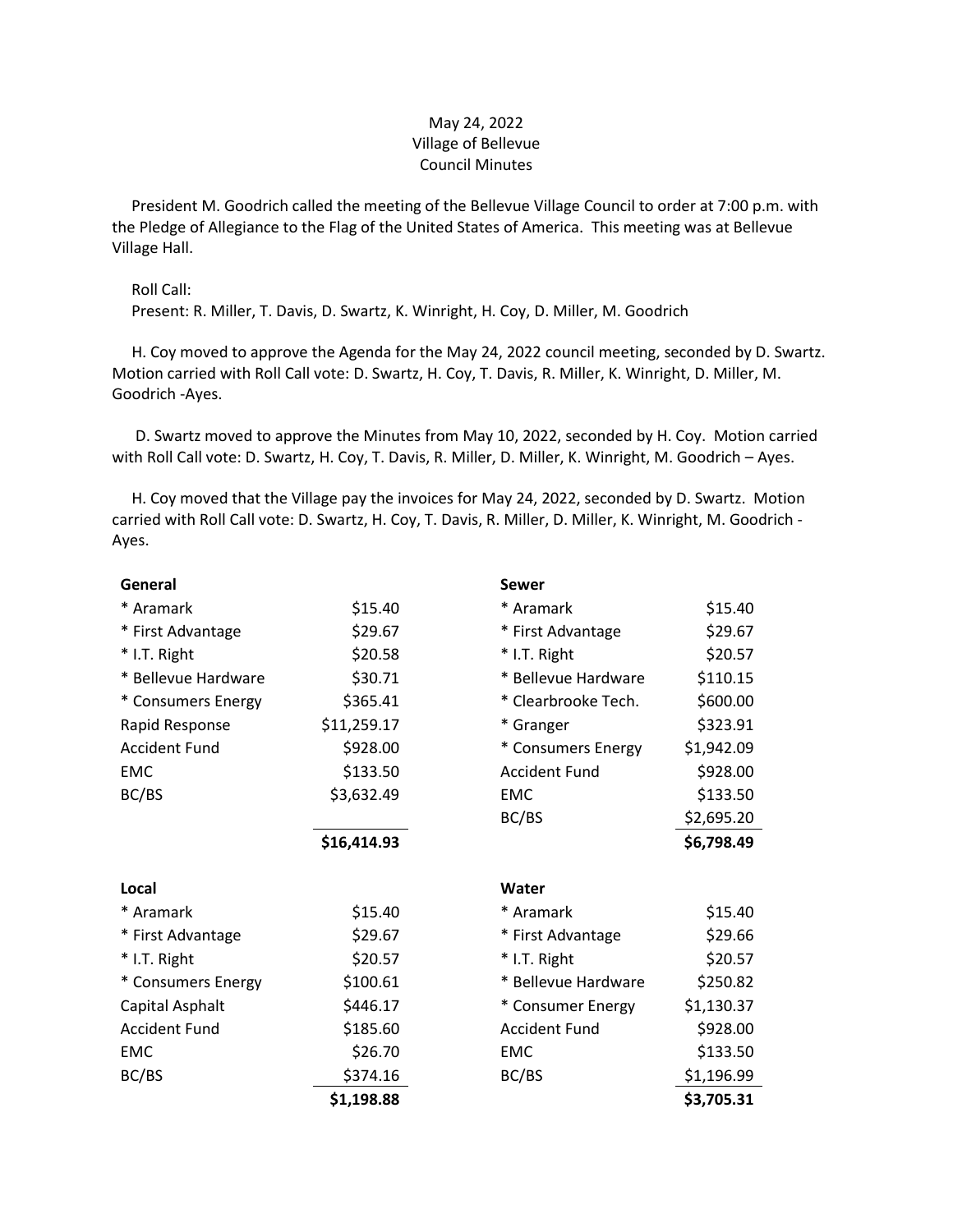May 24, 2022
Village of Bellevue
Council Minutes

President M. Goodrich called the meeting of the Bellevue Village Council to order at 7:00 p.m. with the Pledge of Allegiance to the Flag of the United States of America. This meeting was at Bellevue Village Hall.

Roll Call:
Present: R. Miller, T. Davis, D. Swartz, K. Winright, H. Coy, D. Miller, M. Goodrich

H. Coy moved to approve the Agenda for the May 24, 2022 council meeting, seconded by D. Swartz. Motion carried with Roll Call vote: D. Swartz, H. Coy, T. Davis, R. Miller, K. Winright, D. Miller, M. Goodrich -Ayes.

D. Swartz moved to approve the Minutes from May 10, 2022, seconded by H. Coy. Motion carried with Roll Call vote: D. Swartz, H. Coy, T. Davis, R. Miller, D. Miller, K. Winright, M. Goodrich – Ayes.

H. Coy moved that the Village pay the invoices for May 24, 2022, seconded by D. Swartz. Motion carried with Roll Call vote: D. Swartz, H. Coy, T. Davis, R. Miller, D. Miller, K. Winright, M. Goodrich - Ayes.

| **General** | | **Sewer** | |
|---|---|---|---|
| * Aramark | $15.40 | * Aramark | $15.40 |
| * First Advantage | $29.67 | * First Advantage | $29.67 |
| * I.T. Right | $20.58 | * I.T. Right | $20.57 |
| * Bellevue Hardware | $30.71 | * Bellevue Hardware | $110.15 |
| * Consumers Energy | $365.41 | * Clearbrooke Tech. | $600.00 |
| Rapid Response | $11,259.17 | * Granger | $323.91 |
| Accident Fund | $928.00 | * Consumers Energy | $1,942.09 |
| EMC | $133.50 | Accident Fund | $928.00 |
| BC/BS | $3,632.49 | EMC | $133.50 |
| | | BC/BS | $2,695.20 |
| | **$16,414.93** | | **$6,798.49** |

| **Local** | | **Water** | |
|---|---|---|---|
| * Aramark | $15.40 | * Aramark | $15.40 |
| * First Advantage | $29.67 | * First Advantage | $29.66 |
| * I.T. Right | $20.57 | * I.T. Right | $20.57 |
| * Consumers Energy | $100.61 | * Bellevue Hardware | $250.82 |
| Capital Asphalt | $446.17 | * Consumer Energy | $1,130.37 |
| Accident Fund | $185.60 | Accident Fund | $928.00 |
| EMC | $26.70 | EMC | $133.50 |
| BC/BS | $374.16 | BC/BS | $1,196.99 |
| | **$1,198.88** | | **$3,705.31** |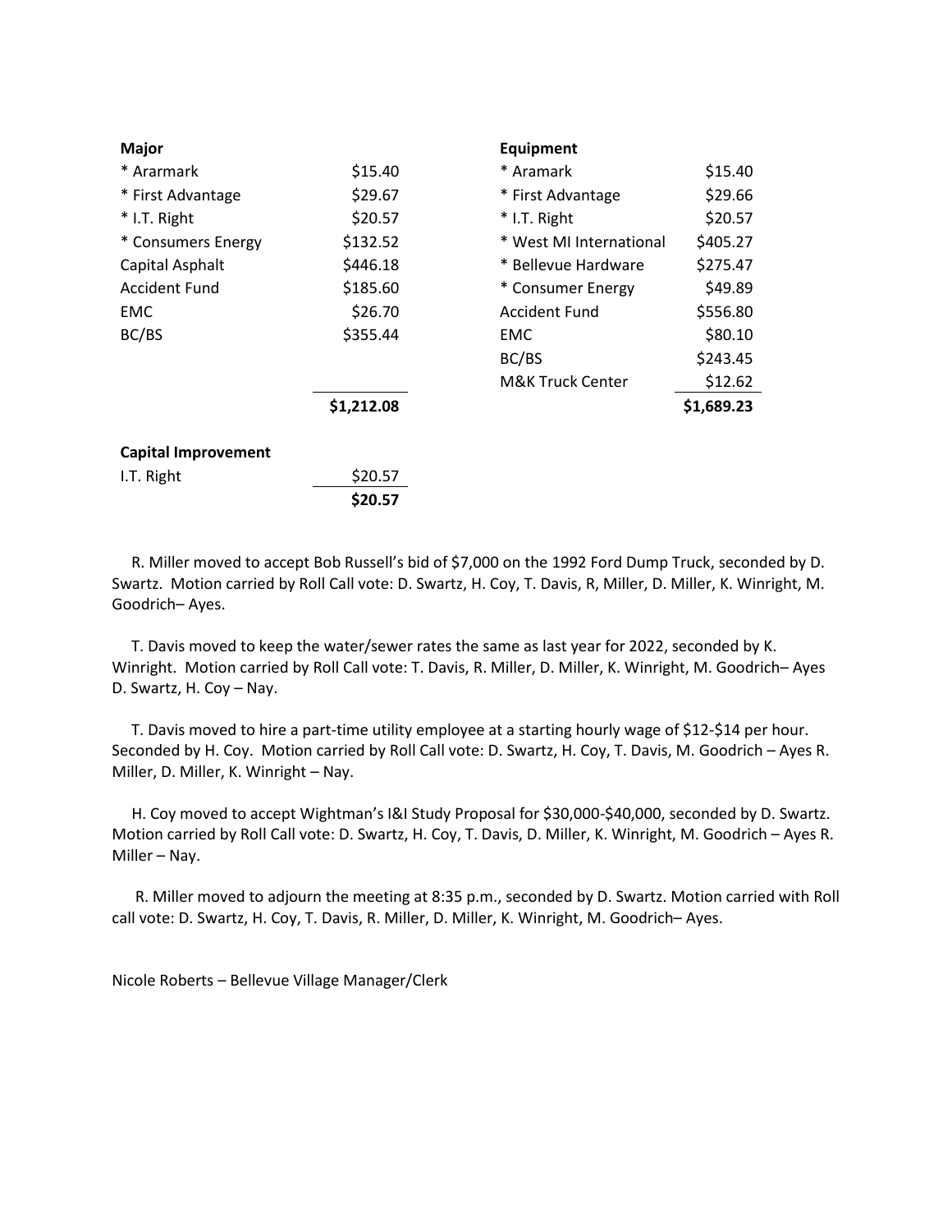**Major**

| | |
|---|---|
| * Ararmark | $15.40 |
| * First Advantage | $29.67 |
| * I.T. Right | $20.57 |
| * Consumers Energy | $132.52 |
| Capital Asphalt | $446.18 |
| Accident Fund | $185.60 |
| EMC | $26.70 |
| BC/BS | $355.44 |
| | **$1,212.08** |

**Equipment**

| | |
|---|---|
| * Aramark | $15.40 |
| * First Advantage | $29.66 |
| * I.T. Right | $20.57 |
| * West MI International | $405.27 |
| * Bellevue Hardware | $275.47 |
| * Consumer Energy | $49.89 |
| Accident Fund | $556.80 |
| EMC | $80.10 |
| BC/BS | $243.45 |
| M&K Truck Center | $12.62 |
| | **$1,689.23** |

**Capital Improvement**

| | |
|---|---|
| I.T. Right | $20.57 |
| | **$20.57** |

R. Miller moved to accept Bob Russell's bid of $7,000 on the 1992 Ford Dump Truck, seconded by D. Swartz. Motion carried by Roll Call vote: D. Swartz, H. Coy, T. Davis, R, Miller, D. Miller, K. Winright, M. Goodrich– Ayes.

T. Davis moved to keep the water/sewer rates the same as last year for 2022, seconded by K. Winright. Motion carried by Roll Call vote: T. Davis, R. Miller, D. Miller, K. Winright, M. Goodrich– Ayes D. Swartz, H. Coy – Nay.

T. Davis moved to hire a part-time utility employee at a starting hourly wage of $12-$14 per hour. Seconded by H. Coy. Motion carried by Roll Call vote: D. Swartz, H. Coy, T. Davis, M. Goodrich – Ayes R. Miller, D. Miller, K. Winright – Nay.

H. Coy moved to accept Wightman's I&I Study Proposal for $30,000-$40,000, seconded by D. Swartz. Motion carried by Roll Call vote: D. Swartz, H. Coy, T. Davis, D. Miller, K. Winright, M. Goodrich – Ayes R. Miller – Nay.

R. Miller moved to adjourn the meeting at 8:35 p.m., seconded by D. Swartz. Motion carried with Roll call vote: D. Swartz, H. Coy, T. Davis, R. Miller, D. Miller, K. Winright, M. Goodrich– Ayes.

Nicole Roberts – Bellevue Village Manager/Clerk